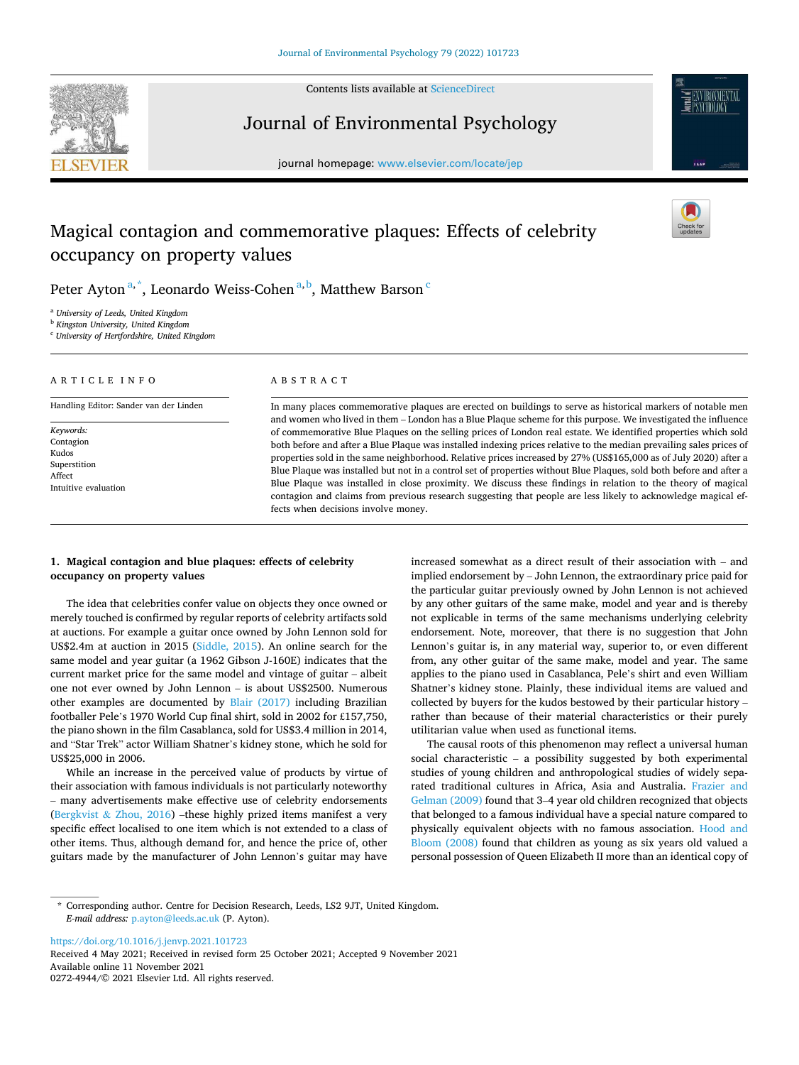# Magical contagion and commemorative plaques: Effects of celebrity occupancy on property values

Peter Ayton[a,*], Leonardo Weiss-Cohen[a,b], Matthew Barson[c]

[a] University of Leeds, United Kingdom
[b] Kingston University, United Kingdom
[c] University of Hertfordshire, United Kingdom

ARTICLE INFO

Handling Editor: Sander van der Linden

*Keywords:*
Contagion
Kudos
Superstition
Affect
Intuitive evaluation

ABSTRACT

In many places commemorative plaques are erected on buildings to serve as historical markers of notable men and women who lived in them – London has a Blue Plaque scheme for this purpose. We investigated the influence of commemorative Blue Plaques on the selling prices of London real estate. We identified properties which sold both before and after a Blue Plaque was installed indexing prices relative to the median prevailing sales prices of properties sold in the same neighborhood. Relative prices increased by 27% (US$165,000 as of July 2020) after a Blue Plaque was installed but not in a control set of properties without Blue Plaques, sold both before and after a Blue Plaque was installed in close proximity. We discuss these findings in relation to the theory of magical contagion and claims from previous research suggesting that people are less likely to acknowledge magical effects when decisions involve money.

## 1. Magical contagion and blue plaques: effects of celebrity occupancy on property values

The idea that celebrities confer value on objects they once owned or merely touched is confirmed by regular reports of celebrity artifacts sold at auctions. For example a guitar once owned by John Lennon sold for US$2.4m at auction in 2015 (Siddle, 2015). An online search for the same model and year guitar (a 1962 Gibson J-160E) indicates that the current market price for the same model and vintage of guitar – albeit one not ever owned by John Lennon – is about US$2500. Numerous other examples are documented by Blair (2017) including Brazilian footballer Pele's 1970 World Cup final shirt, sold in 2002 for £157,750, the piano shown in the film Casablanca, sold for US$3.4 million in 2014, and "Star Trek" actor William Shatner's kidney stone, which he sold for US$25,000 in 2006.

While an increase in the perceived value of products by virtue of their association with famous individuals is not particularly noteworthy – many advertisements make effective use of celebrity endorsements (Bergkvist & Zhou, 2016) –these highly prized items manifest a very specific effect localised to one item which is not extended to a class of other items. Thus, although demand for, and hence the price of, other guitars made by the manufacturer of John Lennon's guitar may have increased somewhat as a direct result of their association with – and implied endorsement by – John Lennon, the extraordinary price paid for the particular guitar previously owned by John Lennon is not achieved by any other guitars of the same make, model and year and is thereby not explicable in terms of the same mechanisms underlying celebrity endorsement. Note, moreover, that there is no suggestion that John Lennon's guitar is, in any material way, superior to, or even different from, any other guitar of the same make, model and year. The same applies to the piano used in Casablanca, Pele's shirt and even William Shatner's kidney stone. Plainly, these individual items are valued and collected by buyers for the kudos bestowed by their particular history – rather than because of their material characteristics or their purely utilitarian value when used as functional items.

The causal roots of this phenomenon may reflect a universal human social characteristic – a possibility suggested by both experimental studies of young children and anthropological studies of widely separated traditional cultures in Africa, Asia and Australia. Frazier and Gelman (2009) found that 3–4 year old children recognized that objects that belonged to a famous individual have a special nature compared to physically equivalent objects with no famous association. Hood and Bloom (2008) found that children as young as six years old valued a personal possession of Queen Elizabeth II more than an identical copy of

\* Corresponding author. Centre for Decision Research, Leeds, LS2 9JT, United Kingdom.
*E-mail address:* p.ayton@leeds.ac.uk (P. Ayton).

https://doi.org/10.1016/j.jenvp.2021.101723
Received 4 May 2021; Received in revised form 25 October 2021; Accepted 9 November 2021
Available online 11 November 2021
0272-4944/© 2021 Elsevier Ltd. All rights reserved.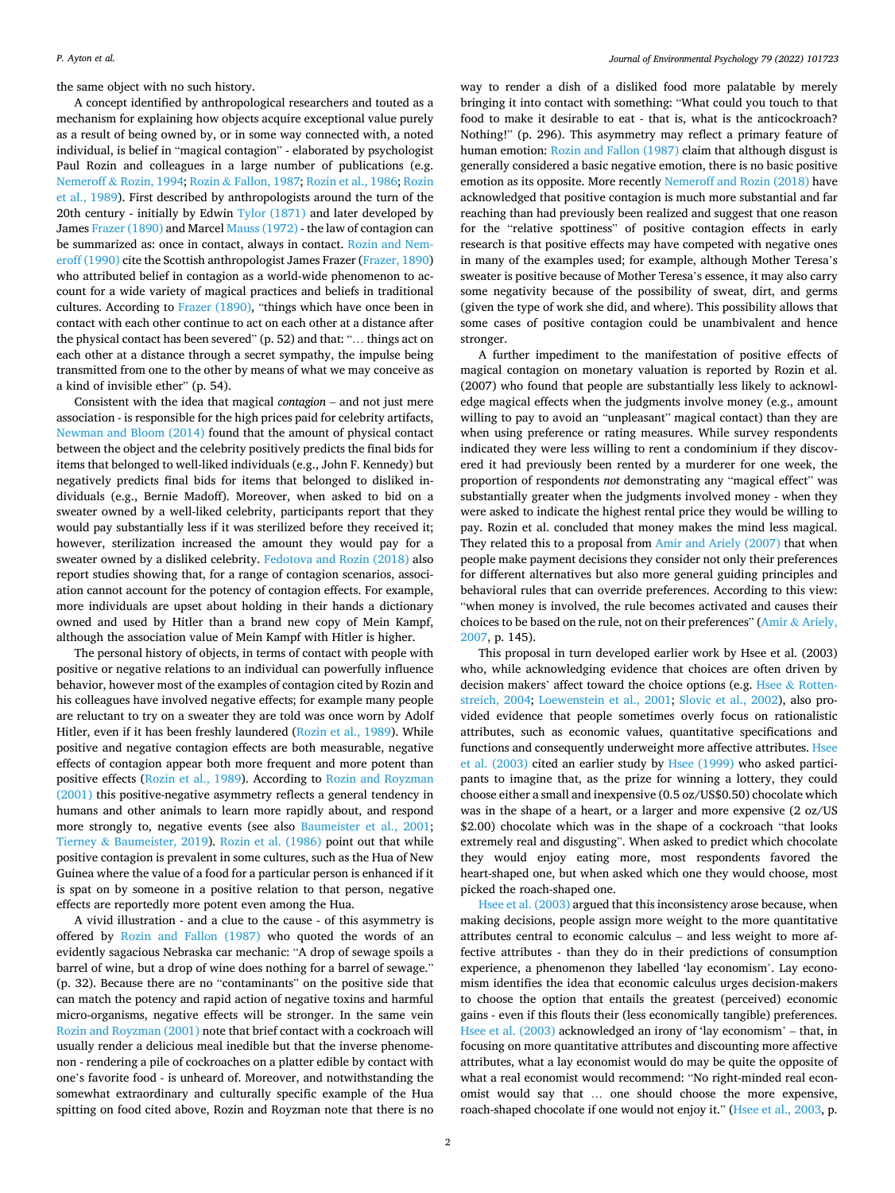the same object with no such history.

A concept identified by anthropological researchers and touted as a mechanism for explaining how objects acquire exceptional value purely as a result of being owned by, or in some way connected with, a noted individual, is belief in "magical contagion" - elaborated by psychologist Paul Rozin and colleagues in a large number of publications (e.g. Nemeroff & Rozin, 1994; Rozin & Fallon, 1987; Rozin et al., 1986; Rozin et al., 1989). First described by anthropologists around the turn of the 20th century - initially by Edwin Tylor (1871) and later developed by James Frazer (1890) and Marcel Mauss (1972) - the law of contagion can be summarized as: once in contact, always in contact. Rozin and Nemeroff (1990) cite the Scottish anthropologist James Frazer (Frazer, 1890) who attributed belief in contagion as a world-wide phenomenon to account for a wide variety of magical practices and beliefs in traditional cultures. According to Frazer (1890), "things which have once been in contact with each other continue to act on each other at a distance after the physical contact has been severed" (p. 52) and that: "… things act on each other at a distance through a secret sympathy, the impulse being transmitted from one to the other by means of what we may conceive as a kind of invisible ether" (p. 54).

Consistent with the idea that magical *contagion* – and not just mere association - is responsible for the high prices paid for celebrity artifacts, Newman and Bloom (2014) found that the amount of physical contact between the object and the celebrity positively predicts the final bids for items that belonged to well-liked individuals (e.g., John F. Kennedy) but negatively predicts final bids for items that belonged to disliked individuals (e.g., Bernie Madoff). Moreover, when asked to bid on a sweater owned by a well-liked celebrity, participants report that they would pay substantially less if it was sterilized before they received it; however, sterilization increased the amount they would pay for a sweater owned by a disliked celebrity. Fedotova and Rozin (2018) also report studies showing that, for a range of contagion scenarios, association cannot account for the potency of contagion effects. For example, more individuals are upset about holding in their hands a dictionary owned and used by Hitler than a brand new copy of Mein Kampf, although the association value of Mein Kampf with Hitler is higher.

The personal history of objects, in terms of contact with people with positive or negative relations to an individual can powerfully influence behavior, however most of the examples of contagion cited by Rozin and his colleagues have involved negative effects; for example many people are reluctant to try on a sweater they are told was once worn by Adolf Hitler, even if it has been freshly laundered (Rozin et al., 1989). While positive and negative contagion effects are both measurable, negative effects of contagion appear both more frequent and more potent than positive effects (Rozin et al., 1989). According to Rozin and Royzman (2001) this positive-negative asymmetry reflects a general tendency in humans and other animals to learn more rapidly about, and respond more strongly to, negative events (see also Baumeister et al., 2001; Tierney & Baumeister, 2019). Rozin et al. (1986) point out that while positive contagion is prevalent in some cultures, such as the Hua of New Guinea where the value of a food for a particular person is enhanced if it is spat on by someone in a positive relation to that person, negative effects are reportedly more potent even among the Hua.

A vivid illustration - and a clue to the cause - of this asymmetry is offered by Rozin and Fallon (1987) who quoted the words of an evidently sagacious Nebraska car mechanic: "A drop of sewage spoils a barrel of wine, but a drop of wine does nothing for a barrel of sewage." (p. 32). Because there are no "contaminants" on the positive side that can match the potency and rapid action of negative toxins and harmful micro-organisms, negative effects will be stronger. In the same vein Rozin and Royzman (2001) note that brief contact with a cockroach will usually render a delicious meal inedible but that the inverse phenomenon - rendering a pile of cockroaches on a platter edible by contact with one's favorite food - is unheard of. Moreover, and notwithstanding the somewhat extraordinary and culturally specific example of the Hua spitting on food cited above, Rozin and Royzman note that there is no way to render a dish of a disliked food more palatable by merely bringing it into contact with something: "What could you touch to that food to make it desirable to eat - that is, what is the anticockroach? Nothing!" (p. 296). This asymmetry may reflect a primary feature of human emotion: Rozin and Fallon (1987) claim that although disgust is generally considered a basic negative emotion, there is no basic positive emotion as its opposite. More recently Nemeroff and Rozin (2018) have acknowledged that positive contagion is much more substantial and far reaching than had previously been realized and suggest that one reason for the "relative spottiness" of positive contagion effects in early research is that positive effects may have competed with negative ones in many of the examples used; for example, although Mother Teresa's sweater is positive because of Mother Teresa's essence, it may also carry some negativity because of the possibility of sweat, dirt, and germs (given the type of work she did, and where). This possibility allows that some cases of positive contagion could be unambivalent and hence stronger.

A further impediment to the manifestation of positive effects of magical contagion on monetary valuation is reported by Rozin et al. (2007) who found that people are substantially less likely to acknowledge magical effects when the judgments involve money (e.g., amount willing to pay to avoid an "unpleasant" magical contact) than they are when using preference or rating measures. While survey respondents indicated they were less willing to rent a condominium if they discovered it had previously been rented by a murderer for one week, the proportion of respondents *not* demonstrating any "magical effect" was substantially greater when the judgments involved money - when they were asked to indicate the highest rental price they would be willing to pay. Rozin et al. concluded that money makes the mind less magical. They related this to a proposal from Amir and Ariely (2007) that when people make payment decisions they consider not only their preferences for different alternatives but also more general guiding principles and behavioral rules that can override preferences. According to this view: "when money is involved, the rule becomes activated and causes their choices to be based on the rule, not on their preferences" (Amir & Ariely, 2007, p. 145).

This proposal in turn developed earlier work by Hsee et al. (2003) who, while acknowledging evidence that choices are often driven by decision makers' affect toward the choice options (e.g. Hsee & Rottenstreich, 2004; Loewenstein et al., 2001; Slovic et al., 2002), also provided evidence that people sometimes overly focus on rationalistic attributes, such as economic values, quantitative specifications and functions and consequently underweight more affective attributes. Hsee et al. (2003) cited an earlier study by Hsee (1999) who asked participants to imagine that, as the prize for winning a lottery, they could choose either a small and inexpensive (0.5 oz/US$0.50) chocolate which was in the shape of a heart, or a larger and more expensive (2 oz/US $2.00) chocolate which was in the shape of a cockroach "that looks extremely real and disgusting". When asked to predict which chocolate they would enjoy eating more, most respondents favored the heart-shaped one, but when asked which one they would choose, most picked the roach-shaped one.

Hsee et al. (2003) argued that this inconsistency arose because, when making decisions, people assign more weight to the more quantitative attributes central to economic calculus – and less weight to more affective attributes - than they do in their predictions of consumption experience, a phenomenon they labelled 'lay economism'. Lay economism identifies the idea that economic calculus urges decision-makers to choose the option that entails the greatest (perceived) economic gains - even if this flouts their (less economically tangible) preferences. Hsee et al. (2003) acknowledged an irony of 'lay economism' – that, in focusing on more quantitative attributes and discounting more affective attributes, what a lay economist would do may be quite the opposite of what a real economist would recommend: "No right-minded real economist would say that … one should choose the more expensive, roach-shaped chocolate if one would not enjoy it." (Hsee et al., 2003, p.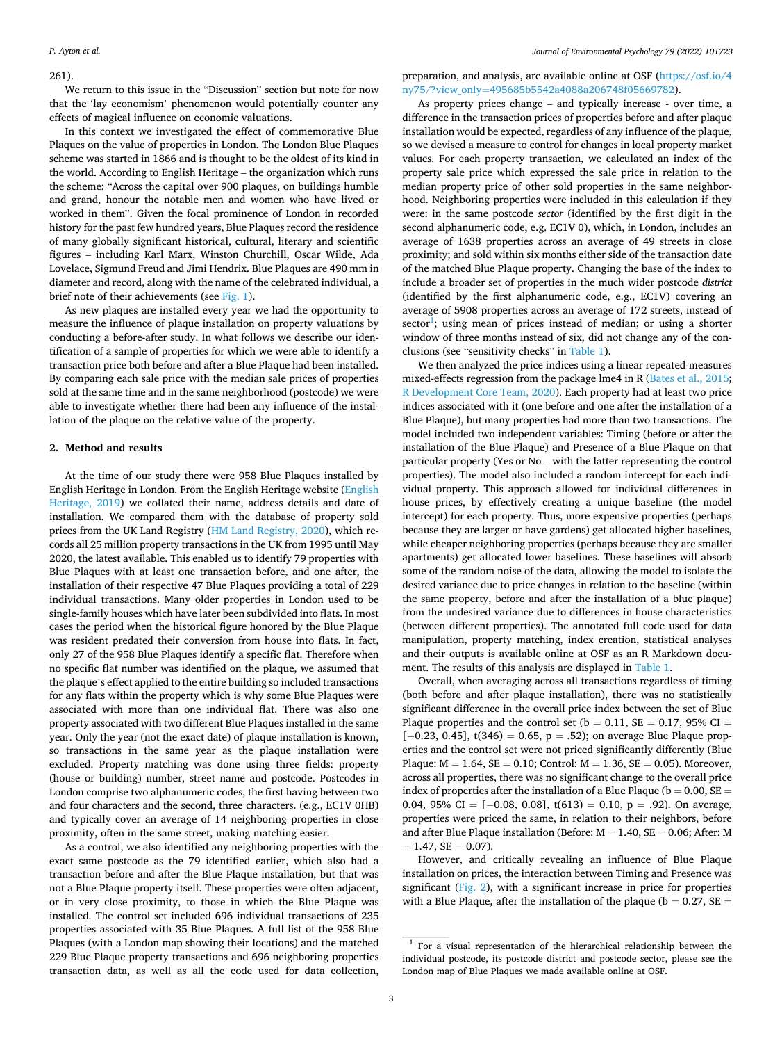261).

We return to this issue in the "Discussion" section but note for now that the 'lay economism' phenomenon would potentially counter any effects of magical influence on economic valuations.

In this context we investigated the effect of commemorative Blue Plaques on the value of properties in London. The London Blue Plaques scheme was started in 1866 and is thought to be the oldest of its kind in the world. According to English Heritage – the organization which runs the scheme: "Across the capital over 900 plaques, on buildings humble and grand, honour the notable men and women who have lived or worked in them". Given the focal prominence of London in recorded history for the past few hundred years, Blue Plaques record the residence of many globally significant historical, cultural, literary and scientific figures – including Karl Marx, Winston Churchill, Oscar Wilde, Ada Lovelace, Sigmund Freud and Jimi Hendrix. Blue Plaques are 490 mm in diameter and record, along with the name of the celebrated individual, a brief note of their achievements (see Fig. 1).

As new plaques are installed every year we had the opportunity to measure the influence of plaque installation on property valuations by conducting a before-after study. In what follows we describe our identification of a sample of properties for which we were able to identify a transaction price both before and after a Blue Plaque had been installed. By comparing each sale price with the median sale prices of properties sold at the same time and in the same neighborhood (postcode) we were able to investigate whether there had been any influence of the installation of the plaque on the relative value of the property.

## 2. Method and results

At the time of our study there were 958 Blue Plaques installed by English Heritage in London. From the English Heritage website (English Heritage, 2019) we collated their name, address details and date of installation. We compared them with the database of property sold prices from the UK Land Registry (HM Land Registry, 2020), which records all 25 million property transactions in the UK from 1995 until May 2020, the latest available. This enabled us to identify 79 properties with Blue Plaques with at least one transaction before, and one after, the installation of their respective 47 Blue Plaques providing a total of 229 individual transactions. Many older properties in London used to be single-family houses which have later been subdivided into flats. In most cases the period when the historical figure honored by the Blue Plaque was resident predated their conversion from house into flats. In fact, only 27 of the 958 Blue Plaques identify a specific flat. Therefore when no specific flat number was identified on the plaque, we assumed that the plaque's effect applied to the entire building so included transactions for any flats within the property which is why some Blue Plaques were associated with more than one individual flat. There was also one property associated with two different Blue Plaques installed in the same year. Only the year (not the exact date) of plaque installation is known, so transactions in the same year as the plaque installation were excluded. Property matching was done using three fields: property (house or building) number, street name and postcode. Postcodes in London comprise two alphanumeric codes, the first having between two and four characters and the second, three characters. (e.g., EC1V 0HB) and typically cover an average of 14 neighboring properties in close proximity, often in the same street, making matching easier.

As a control, we also identified any neighboring properties with the exact same postcode as the 79 identified earlier, which also had a transaction before and after the Blue Plaque installation, but that was not a Blue Plaque property itself. These properties were often adjacent, or in very close proximity, to those in which the Blue Plaque was installed. The control set included 696 individual transactions of 235 properties associated with 35 Blue Plaques. A full list of the 958 Blue Plaques (with a London map showing their locations) and the matched 229 Blue Plaque property transactions and 696 neighboring properties transaction data, as well as all the code used for data collection, preparation, and analysis, are available online at OSF (https://osf.io/4ny75/?view_only=495685b5542a4088a206748f05669782).

As property prices change – and typically increase - over time, a difference in the transaction prices of properties before and after plaque installation would be expected, regardless of any influence of the plaque, so we devised a measure to control for changes in local property market values. For each property transaction, we calculated an index of the property sale price which expressed the sale price in relation to the median property price of other sold properties in the same neighborhood. Neighboring properties were included in this calculation if they were: in the same postcode *sector* (identified by the first digit in the second alphanumeric code, e.g. EC1V 0), which, in London, includes an average of 1638 properties across an average of 49 streets in close proximity; and sold within six months either side of the transaction date of the matched Blue Plaque property. Changing the base of the index to include a broader set of properties in the much wider postcode *district* (identified by the first alphanumeric code, e.g., EC1V) covering an average of 5908 properties across an average of 172 streets, instead of sector[1]; using mean of prices instead of median; or using a shorter window of three months instead of six, did not change any of the conclusions (see "sensitivity checks" in Table 1).

We then analyzed the price indices using a linear repeated-measures mixed-effects regression from the package lme4 in R (Bates et al., 2015; R Development Core Team, 2020). Each property had at least two price indices associated with it (one before and one after the installation of a Blue Plaque), but many properties had more than two transactions. The model included two independent variables: Timing (before or after the installation of the Blue Plaque) and Presence of a Blue Plaque on that particular property (Yes or No – with the latter representing the control properties). The model also included a random intercept for each individual property. This approach allowed for individual differences in house prices, by effectively creating a unique baseline (the model intercept) for each property. Thus, more expensive properties (perhaps because they are larger or have gardens) get allocated higher baselines, while cheaper neighboring properties (perhaps because they are smaller apartments) get allocated lower baselines. These baselines will absorb some of the random noise of the data, allowing the model to isolate the desired variance due to price changes in relation to the baseline (within the same property, before and after the installation of a blue plaque) from the undesired variance due to differences in house characteristics (between different properties). The annotated full code used for data manipulation, property matching, index creation, statistical analyses and their outputs is available online at OSF as an R Markdown document. The results of this analysis are displayed in Table 1.

Overall, when averaging across all transactions regardless of timing (both before and after plaque installation), there was no statistically significant difference in the overall price index between the set of Blue Plaque properties and the control set ($b = 0.11$, $SE = 0.17$, 95% CI = $[-0.23, 0.45]$, $t(346) = 0.65$, $p = .52$); on average Blue Plaque properties and the control set were not priced significantly differently (Blue Plaque: $M = 1.64$, $SE = 0.10$; Control: $M = 1.36$, $SE = 0.05$). Moreover, across all properties, there was no significant change to the overall price index of properties after the installation of a Blue Plaque ($b = 0.00$, $SE = 0.04$, 95% CI = $[-0.08, 0.08]$, $t(613) = 0.10$, $p = .92$). On average, properties were priced the same, in relation to their neighbors, before and after Blue Plaque installation (Before: $M = 1.40$, $SE = 0.06$; After: $M = 1.47$, $SE = 0.07$).

However, and critically revealing an influence of Blue Plaque installation on prices, the interaction between Timing and Presence was significant (Fig. 2), with a significant increase in price for properties with a Blue Plaque, after the installation of the plaque ($b = 0.27$, SE =

[1] For a visual representation of the hierarchical relationship between the individual postcode, its postcode district and postcode sector, please see the London map of Blue Plaques we made available online at OSF.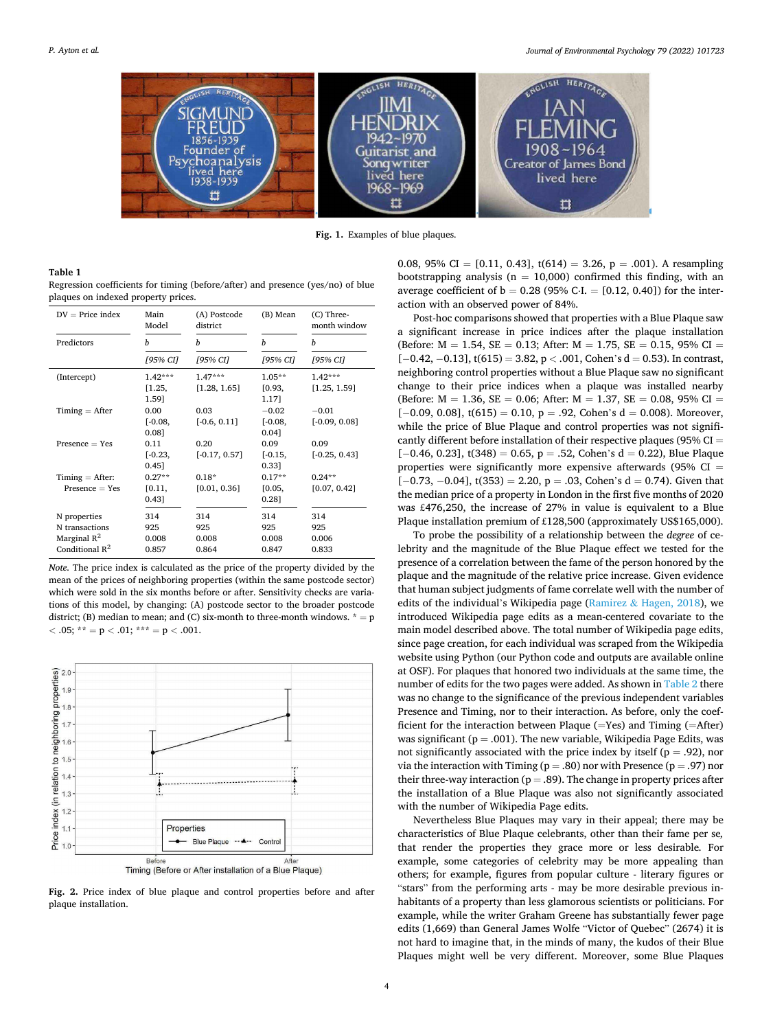Fig. 1. Examples of blue plaques.

**Table 1**

Regression coefficients for timing (before/after) and presence (yes/no) of blue plaques on indexed property prices.

| DV = Price index | Main Model | (A) Postcode district | (B) Mean | (C) Three-month window |
|---|---|---|---|---|
| Predictors | *b* | *b* | *b* | *b* |
| | *[95% CI]* | *[95% CI]* | *[95% CI]* | *[95% CI]* |
| (Intercept) | 1.42*** [1.25, 1.59] | 1.47*** [1.28, 1.65] | 1.05** [0.93, 1.17] | 1.42*** [1.25, 1.59] |
| Timing = After | 0.00 [-0.08, 0.08] | 0.03 [-0.6, 0.11] | −0.02 [-0.08, 0.04] | −0.01 [-0.09, 0.08] |
| Presence = Yes | 0.11 [-0.23, 0.45] | 0.20 [-0.17, 0.57] | 0.09 [-0.15, 0.33] | 0.09 [-0.25, 0.43] |
| Timing = After: Presence = Yes | 0.27** [0.11, 0.43] | 0.18* [0.01, 0.36] | 0.17** [0.05, 0.28] | 0.24** [0.07, 0.42] |
| N properties | 314 | 314 | 314 | 314 |
| N transactions | 925 | 925 | 925 | 925 |
| Marginal $R^2$ | 0.008 | 0.008 | 0.008 | 0.006 |
| Conditional $R^2$ | 0.857 | 0.864 | 0.847 | 0.833 |

*Note.* The price index is calculated as the price of the property divided by the mean of the prices of neighboring properties (within the same postcode sector) which were sold in the six months before or after. Sensitivity checks are variations of this model, by changing: (A) postcode sector to the broader postcode district; (B) median to mean; and (C) six-month to three-month windows. * = $p < .05$; ** = $p < .01$; *** = $p < .001$.

**Fig. 2.** Price index of blue plaque and control properties before and after plaque installation.

0.08, 95% CI = [0.11, 0.43], $t(614) = 3.26$, $p = .001$). A resampling bootstrapping analysis ($n = 10{,}000$) confirmed this finding, with an average coefficient of $b = 0.28$ (95% C.I. = [0.12, 0.40]) for the interaction with an observed power of 84%.

Post-hoc comparisons showed that properties with a Blue Plaque saw a significant increase in price indices after the plaque installation (Before: $M = 1.54$, $SE = 0.13$; After: $M = 1.75$, $SE = 0.15$, 95% CI = [−0.42, −0.13], $t(615) = 3.82$, $p < .001$, Cohen's $d = 0.53$). In contrast, neighboring control properties without a Blue Plaque saw no significant change to their price indices when a plaque was installed nearby (Before: $M = 1.36$, $SE = 0.06$; After: $M = 1.37$, $SE = 0.08$, 95% CI = [−0.09, 0.08], $t(615) = 0.10$, $p = .92$, Cohen's $d = 0.008$). Moreover, while the price of Blue Plaque and control properties was not significantly different before installation of their respective plaques (95% CI = [−0.46, 0.23], $t(348) = 0.65$, $p = .52$, Cohen's $d = 0.22$), Blue Plaque properties were significantly more expensive afterwards (95% CI = [−0.73, −0.04], $t(353) = 2.20$, $p = .03$, Cohen's $d = 0.74$). Given that the median price of a property in London in the first five months of 2020 was £476,250, the increase of 27% in value is equivalent to a Blue Plaque installation premium of £128,500 (approximately US$165,000).

To probe the possibility of a relationship between the *degree* of celebrity and the magnitude of the Blue Plaque effect we tested for the presence of a correlation between the fame of the person honored by the plaque and the magnitude of the relative price increase. Given evidence that human subject judgments of fame correlate well with the number of edits of the individual's Wikipedia page (Ramirez & Hagen, 2018), we introduced Wikipedia page edits as a mean-centered covariate to the main model described above. The total number of Wikipedia page edits, since page creation, for each individual was scraped from the Wikipedia website using Python (our Python code and outputs are available online at OSF). For plaques that honored two individuals at the same time, the number of edits for the two pages were added. As shown in Table 2 there was no change to the significance of the previous independent variables Presence and Timing, nor to their interaction. As before, only the coefficient for the interaction between Plaque (=Yes) and Timing (=After) was significant ($p = .001$). The new variable, Wikipedia Page Edits, was not significantly associated with the price index by itself ($p = .92$), nor via the interaction with Timing ($p = .80$) nor with Presence ($p = .97$) nor their three-way interaction ($p = .89$). The change in property prices after the installation of a Blue Plaque was also not significantly associated with the number of Wikipedia Page edits.

Nevertheless Blue Plaques may vary in their appeal; there may be characteristics of Blue Plaque celebrants, other than their fame per se, that render the properties they grace more or less desirable. For example, some categories of celebrity may be more appealing than others; for example, figures from popular culture - literary figures or "stars" from the performing arts - may be more desirable previous inhabitants of a property than less glamorous scientists or politicians. For example, while the writer Graham Greene has substantially fewer page edits (1,669) than General James Wolfe "Victor of Quebec" (2674) it is not hard to imagine that, in the minds of many, the kudos of their Blue Plaques might well be very different. Moreover, some Blue Plaques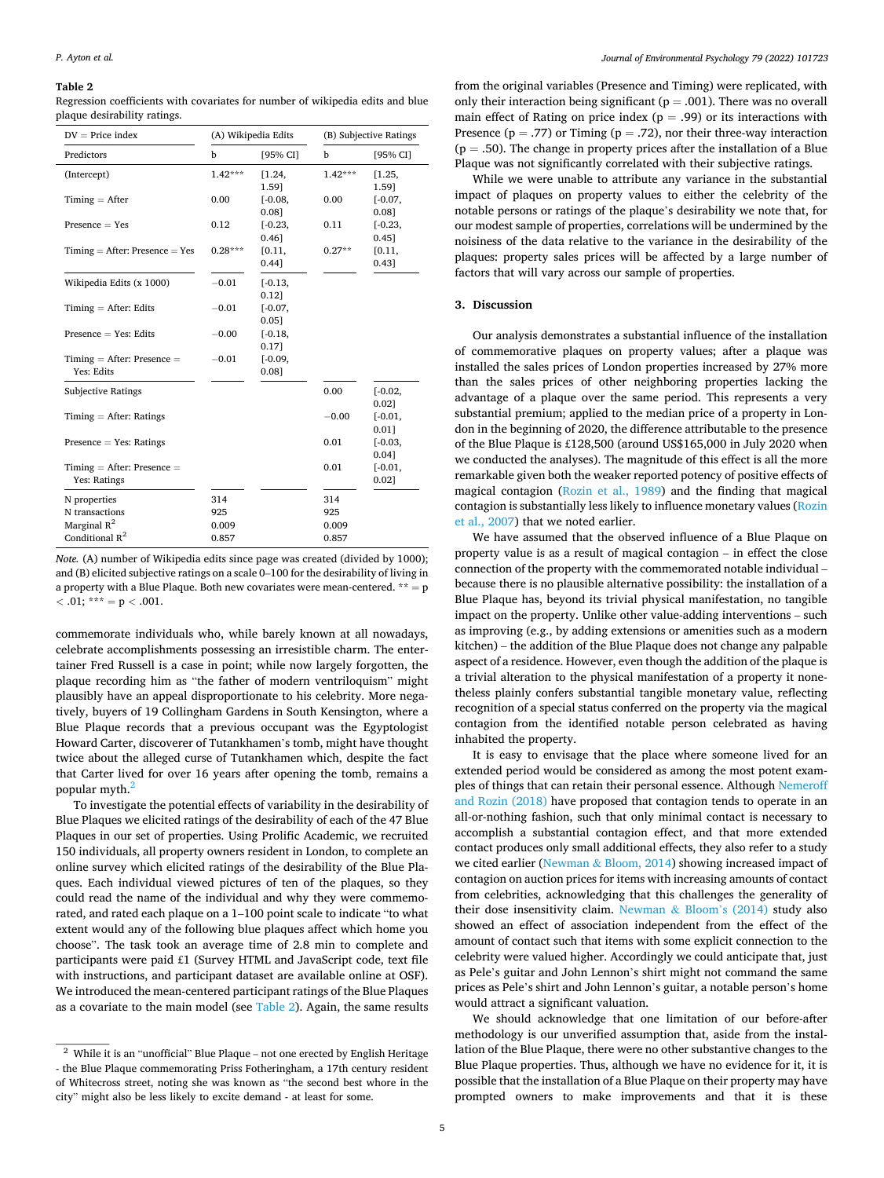**Table 2**
Regression coefficients with covariates for number of wikipedia edits and blue plaque desirability ratings.

| DV = Price index | (A) Wikipedia Edits | | (B) Subjective Ratings | |
|---|---|---|---|---|
| Predictors | b | [95% CI] | b | [95% CI] |
| (Intercept) | 1.42*** | [1.24, 1.59] | 1.42*** | [1.25, 1.59] |
| Timing = After | 0.00 | [-0.08, 0.08] | 0.00 | [-0.07, 0.08] |
| Presence = Yes | 0.12 | [-0.23, 0.46] | 0.11 | [-0.23, 0.45] |
| Timing = After: Presence = Yes | 0.28*** | [0.11, 0.44] | 0.27** | [0.11, 0.43] |
| Wikipedia Edits (x 1000) | −0.01 | [-0.13, 0.12] | | |
| Timing = After: Edits | −0.01 | [-0.07, 0.05] | | |
| Presence = Yes: Edits | −0.00 | [-0.18, 0.17] | | |
| Timing = After: Presence = Yes: Edits | −0.01 | [-0.09, 0.08] | | |
| Subjective Ratings | | | 0.00 | [-0.02, 0.02] |
| Timing = After: Ratings | | | −0.00 | [-0.01, 0.01] |
| Presence = Yes: Ratings | | | 0.01 | [-0.03, 0.04] |
| Timing = After: Presence = Yes: Ratings | | | 0.01 | [-0.01, 0.02] |
| N properties | 314 | | 314 | |
| N transactions | 925 | | 925 | |
| Marginal $R^2$ | 0.009 | | 0.009 | |
| Conditional $R^2$ | 0.857 | | 0.857 | |

*Note.* (A) number of Wikipedia edits since page was created (divided by 1000); and (B) elicited subjective ratings on a scale 0–100 for the desirability of living in a property with a Blue Plaque. Both new covariates were mean-centered. ** = p < .01; *** = p < .001.

commemorate individuals who, while barely known at all nowadays, celebrate accomplishments possessing an irresistible charm. The entertainer Fred Russell is a case in point; while now largely forgotten, the plaque recording him as "the father of modern ventriloquism" might plausibly have an appeal disproportionate to his celebrity. More negatively, buyers of 19 Collingham Gardens in South Kensington, where a Blue Plaque records that a previous occupant was the Egyptologist Howard Carter, discoverer of Tutankhamen's tomb, might have thought twice about the alleged curse of Tutankhamen which, despite the fact that Carter lived for over 16 years after opening the tomb, remains a popular myth.[2]

To investigate the potential effects of variability in the desirability of Blue Plaques we elicited ratings of the desirability of each of the 47 Blue Plaques in our set of properties. Using Prolific Academic, we recruited 150 individuals, all property owners resident in London, to complete an online survey which elicited ratings of the desirability of the Blue Plaques. Each individual viewed pictures of ten of the plaques, so they could read the name of the individual and why they were commemorated, and rated each plaque on a 1–100 point scale to indicate "to what extent would any of the following blue plaques affect which home you choose". The task took an average time of 2.8 min to complete and participants were paid £1 (Survey HTML and JavaScript code, text file with instructions, and participant dataset are available online at OSF). We introduced the mean-centered participant ratings of the Blue Plaques as a covariate to the main model (see Table 2). Again, the same results from the original variables (Presence and Timing) were replicated, with only their interaction being significant (p = .001). There was no overall main effect of Rating on price index (p = .99) or its interactions with Presence (p = .77) or Timing (p = .72), nor their three-way interaction (p = .50). The change in property prices after the installation of a Blue Plaque was not significantly correlated with their subjective ratings.

While we were unable to attribute any variance in the substantial impact of plaques on property values to either the celebrity of the notable persons or ratings of the plaque's desirability we note that, for our modest sample of properties, correlations will be undermined by the noisiness of the data relative to the variance in the desirability of the plaques: property sales prices will be affected by a large number of factors that will vary across our sample of properties.

## 3. Discussion

Our analysis demonstrates a substantial influence of the installation of commemorative plaques on property values; after a plaque was installed the sales prices of London properties increased by 27% more than the sales prices of other neighboring properties lacking the advantage of a plaque over the same period. This represents a very substantial premium; applied to the median price of a property in London in the beginning of 2020, the difference attributable to the presence of the Blue Plaque is £128,500 (around US$165,000 in July 2020 when we conducted the analyses). The magnitude of this effect is all the more remarkable given both the weaker reported potency of positive effects of magical contagion (Rozin et al., 1989) and the finding that magical contagion is substantially less likely to influence monetary values (Rozin et al., 2007) that we noted earlier.

We have assumed that the observed influence of a Blue Plaque on property value is as a result of magical contagion – in effect the close connection of the property with the commemorated notable individual – because there is no plausible alternative possibility: the installation of a Blue Plaque has, beyond its trivial physical manifestation, no tangible impact on the property. Unlike other value-adding interventions – such as improving (e.g., by adding extensions or amenities such as a modern kitchen) – the addition of the Blue Plaque does not change any palpable aspect of a residence. However, even though the addition of the plaque is a trivial alteration to the physical manifestation of a property it nonetheless plainly confers substantial tangible monetary value, reflecting recognition of a special status conferred on the property via the magical contagion from the identified notable person celebrated as having inhabited the property.

It is easy to envisage that the place where someone lived for an extended period would be considered as among the most potent examples of things that can retain their personal essence. Although Nemeroff and Rozin (2018) have proposed that contagion tends to operate in an all-or-nothing fashion, such that only minimal contact is necessary to accomplish a substantial contagion effect, and that more extended contact produces only small additional effects, they also refer to a study we cited earlier (Newman & Bloom, 2014) showing increased impact of contagion on auction prices for items with increasing amounts of contact from celebrities, acknowledging that this challenges the generality of their dose insensitivity claim. Newman & Bloom's (2014) study also showed an effect of association independent from the effect of the amount of contact such that items with some explicit connection to the celebrity were valued higher. Accordingly we could anticipate that, just as Pele's guitar and John Lennon's shirt might not command the same prices as Pele's shirt and John Lennon's guitar, a notable person's home would attract a significant valuation.

We should acknowledge that one limitation of our before-after methodology is our unverified assumption that, aside from the installation of the Blue Plaque, there were no other substantive changes to the Blue Plaque properties. Thus, although we have no evidence for it, it is possible that the installation of a Blue Plaque on their property may have prompted owners to make improvements and that it is these

[2] While it is an "unofficial" Blue Plaque – not one erected by English Heritage - the Blue Plaque commemorating Priss Fotheringham, a 17th century resident of Whitecross street, noting she was known as "the second best whore in the city" might also be less likely to excite demand - at least for some.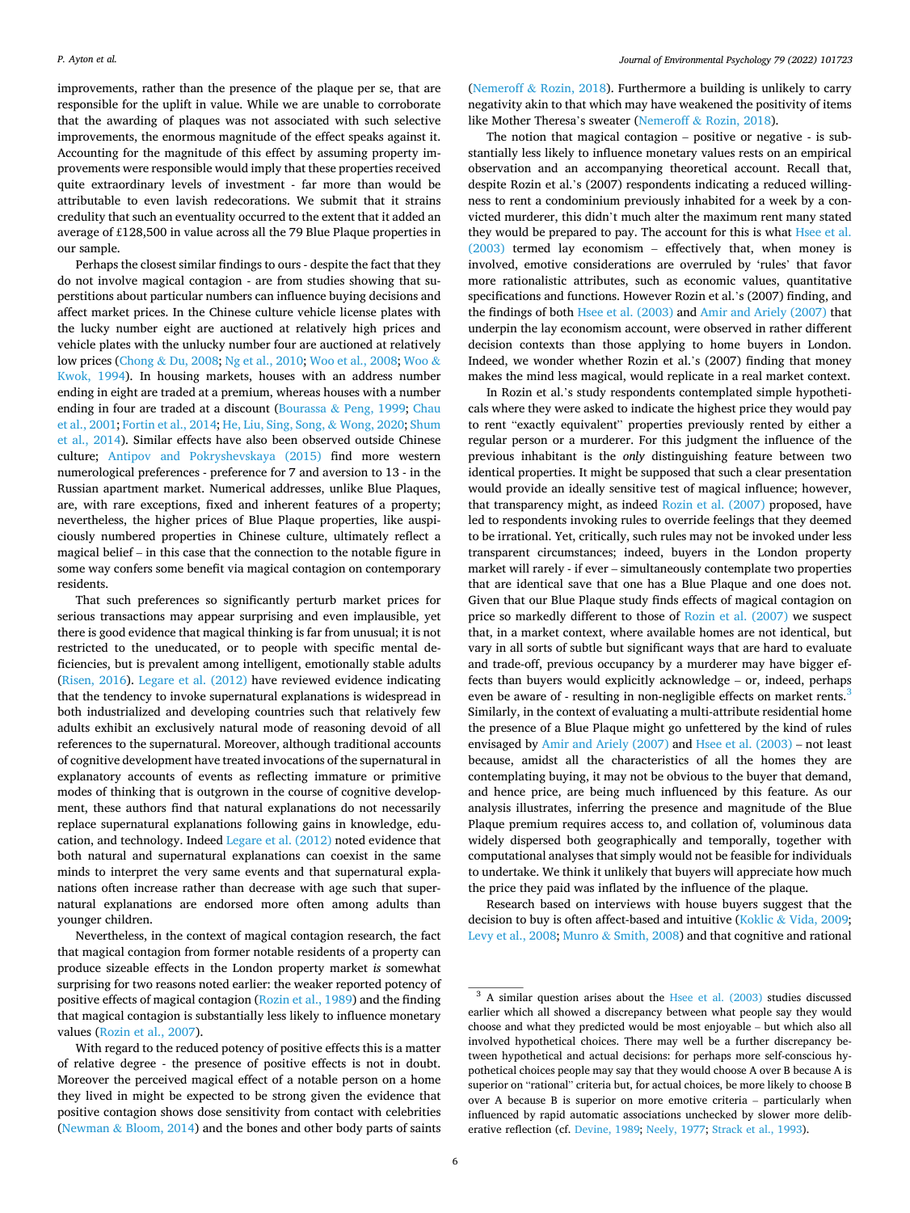improvements, rather than the presence of the plaque per se, that are responsible for the uplift in value. While we are unable to corroborate that the awarding of plaques was not associated with such selective improvements, the enormous magnitude of the effect speaks against it. Accounting for the magnitude of this effect by assuming property improvements were responsible would imply that these properties received quite extraordinary levels of investment - far more than would be attributable to even lavish redecorations. We submit that it strains credulity that such an eventuality occurred to the extent that it added an average of £128,500 in value across all the 79 Blue Plaque properties in our sample.

Perhaps the closest similar findings to ours - despite the fact that they do not involve magical contagion - are from studies showing that superstitions about particular numbers can influence buying decisions and affect market prices. In the Chinese culture vehicle license plates with the lucky number eight are auctioned at relatively high prices and vehicle plates with the unlucky number four are auctioned at relatively low prices (Chong & Du, 2008; Ng et al., 2010; Woo et al., 2008; Woo & Kwok, 1994). In housing markets, houses with an address number ending in eight are traded at a premium, whereas houses with a number ending in four are traded at a discount (Bourassa & Peng, 1999; Chau et al., 2001; Fortin et al., 2014; He, Liu, Sing, Song, & Wong, 2020; Shum et al., 2014). Similar effects have also been observed outside Chinese culture; Antipov and Pokryshevskaya (2015) find more western numerological preferences - preference for 7 and aversion to 13 - in the Russian apartment market. Numerical addresses, unlike Blue Plaques, are, with rare exceptions, fixed and inherent features of a property; nevertheless, the higher prices of Blue Plaque properties, like auspiciously numbered properties in Chinese culture, ultimately reflect a magical belief – in this case that the connection to the notable figure in some way confers some benefit via magical contagion on contemporary residents.

That such preferences so significantly perturb market prices for serious transactions may appear surprising and even implausible, yet there is good evidence that magical thinking is far from unusual; it is not restricted to the uneducated, or to people with specific mental deficiencies, but is prevalent among intelligent, emotionally stable adults (Risen, 2016). Legare et al. (2012) have reviewed evidence indicating that the tendency to invoke supernatural explanations is widespread in both industrialized and developing countries such that relatively few adults exhibit an exclusively natural mode of reasoning devoid of all references to the supernatural. Moreover, although traditional accounts of cognitive development have treated invocations of the supernatural in explanatory accounts of events as reflecting immature or primitive modes of thinking that is outgrown in the course of cognitive development, these authors find that natural explanations do not necessarily replace supernatural explanations following gains in knowledge, education, and technology. Indeed Legare et al. (2012) noted evidence that both natural and supernatural explanations can coexist in the same minds to interpret the very same events and that supernatural explanations often increase rather than decrease with age such that supernatural explanations are endorsed more often among adults than younger children.

Nevertheless, in the context of magical contagion research, the fact that magical contagion from former notable residents of a property can produce sizeable effects in the London property market *is* somewhat surprising for two reasons noted earlier: the weaker reported potency of positive effects of magical contagion (Rozin et al., 1989) and the finding that magical contagion is substantially less likely to influence monetary values (Rozin et al., 2007).

With regard to the reduced potency of positive effects this is a matter of relative degree - the presence of positive effects is not in doubt. Moreover the perceived magical effect of a notable person on a home they lived in might be expected to be strong given the evidence that positive contagion shows dose sensitivity from contact with celebrities (Newman & Bloom, 2014) and the bones and other body parts of saints (Nemeroff & Rozin, 2018). Furthermore a building is unlikely to carry negativity akin to that which may have weakened the positivity of items like Mother Theresa's sweater (Nemeroff & Rozin, 2018).

The notion that magical contagion – positive or negative - is substantially less likely to influence monetary values rests on an empirical observation and an accompanying theoretical account. Recall that, despite Rozin et al.'s (2007) respondents indicating a reduced willingness to rent a condominium previously inhabited for a week by a convicted murderer, this didn't much alter the maximum rent many stated they would be prepared to pay. The account for this is what Hsee et al. (2003) termed lay economism – effectively that, when money is involved, emotive considerations are overruled by 'rules' that favor more rationalistic attributes, such as economic values, quantitative specifications and functions. However Rozin et al.'s (2007) finding, and the findings of both Hsee et al. (2003) and Amir and Ariely (2007) that underpin the lay economism account, were observed in rather different decision contexts than those applying to home buyers in London. Indeed, we wonder whether Rozin et al.'s (2007) finding that money makes the mind less magical, would replicate in a real market context.

In Rozin et al.'s study respondents contemplated simple hypotheticals where they were asked to indicate the highest price they would pay to rent "exactly equivalent" properties previously rented by either a regular person or a murderer. For this judgment the influence of the previous inhabitant is the *only* distinguishing feature between two identical properties. It might be supposed that such a clear presentation would provide an ideally sensitive test of magical influence; however, that transparency might, as indeed Rozin et al. (2007) proposed, have led to respondents invoking rules to override feelings that they deemed to be irrational. Yet, critically, such rules may not be invoked under less transparent circumstances; indeed, buyers in the London property market will rarely - if ever – simultaneously contemplate two properties that are identical save that one has a Blue Plaque and one does not. Given that our Blue Plaque study finds effects of magical contagion on price so markedly different to those of Rozin et al. (2007) we suspect that, in a market context, where available homes are not identical, but vary in all sorts of subtle but significant ways that are hard to evaluate and trade-off, previous occupancy by a murderer may have bigger effects than buyers would explicitly acknowledge – or, indeed, perhaps even be aware of - resulting in non-negligible effects on market rents.[3] Similarly, in the context of evaluating a multi-attribute residential home the presence of a Blue Plaque might go unfettered by the kind of rules envisaged by Amir and Ariely (2007) and Hsee et al. (2003) – not least because, amidst all the characteristics of all the homes they are contemplating buying, it may not be obvious to the buyer that demand, and hence price, are being much influenced by this feature. As our analysis illustrates, inferring the presence and magnitude of the Blue Plaque premium requires access to, and collation of, voluminous data widely dispersed both geographically and temporally, together with computational analyses that simply would not be feasible for individuals to undertake. We think it unlikely that buyers will appreciate how much the price they paid was inflated by the influence of the plaque.

Research based on interviews with house buyers suggest that the decision to buy is often affect-based and intuitive (Koklic & Vida, 2009; Levy et al., 2008; Munro & Smith, 2008) and that cognitive and rational

[3] A similar question arises about the Hsee et al. (2003) studies discussed earlier which all showed a discrepancy between what people say they would choose and what they predicted would be most enjoyable – but which also all involved hypothetical choices. There may well be a further discrepancy between hypothetical and actual decisions: for perhaps more self-conscious hypothetical choices people may say that they would choose A over B because A is superior on "rational" criteria but, for actual choices, be more likely to choose B over A because B is superior on more emotive criteria – particularly when influenced by rapid automatic associations unchecked by slower more deliberative reflection (cf. Devine, 1989; Neely, 1977; Strack et al., 1993).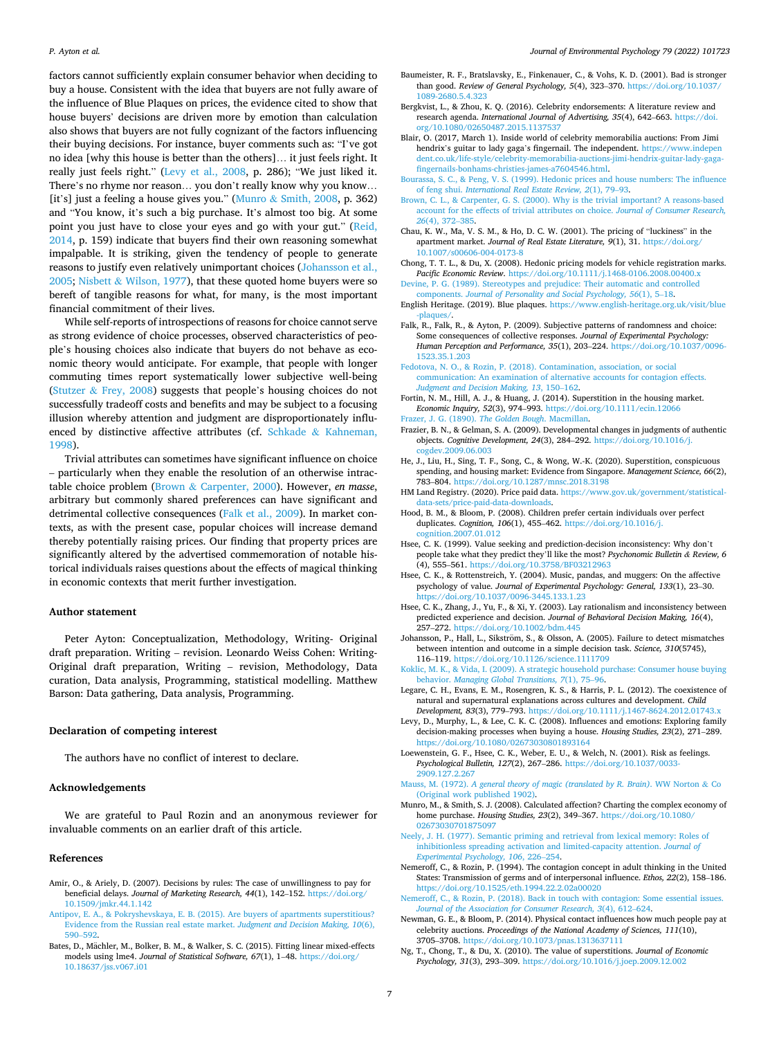factors cannot sufficiently explain consumer behavior when deciding to buy a house. Consistent with the idea that buyers are not fully aware of the influence of Blue Plaques on prices, the evidence cited to show that house buyers' decisions are driven more by emotion than calculation also shows that buyers are not fully cognizant of the factors influencing their buying decisions. For instance, buyer comments such as: "I've got no idea [why this house is better than the others]… it just feels right. It really just feels right." (Levy et al., 2008, p. 286); "We just liked it. There's no rhyme nor reason… you don't really know why you know… [it's] just a feeling a house gives you." (Munro & Smith, 2008, p. 362) and "You know, it's such a big purchase. It's almost too big. At some point you just have to close your eyes and go with your gut." (Reid, 2014, p. 159) indicate that buyers find their own reasoning somewhat impalpable. It is striking, given the tendency of people to generate reasons to justify even relatively unimportant choices (Johansson et al., 2005; Nisbett & Wilson, 1977), that these quoted home buyers were so bereft of tangible reasons for what, for many, is the most important financial commitment of their lives.

While self-reports of introspections of reasons for choice cannot serve as strong evidence of choice processes, observed characteristics of people's housing choices also indicate that buyers do not behave as economic theory would anticipate. For example, that people with longer commuting times report systematically lower subjective well-being (Stutzer & Frey, 2008) suggests that people's housing choices do not successfully tradeoff costs and benefits and may be subject to a focusing illusion whereby attention and judgment are disproportionately influenced by distinctive affective attributes (cf. Schkade & Kahneman, 1998).

Trivial attributes can sometimes have significant influence on choice – particularly when they enable the resolution of an otherwise intractable choice problem (Brown & Carpenter, 2000). However, *en masse*, arbitrary but commonly shared preferences can have significant and detrimental collective consequences (Falk et al., 2009). In market contexts, as with the present case, popular choices will increase demand thereby potentially raising prices. Our finding that property prices are significantly altered by the advertised commemoration of notable historical individuals raises questions about the effects of magical thinking in economic contexts that merit further investigation.

## Author statement

Peter Ayton: Conceptualization, Methodology, Writing- Original draft preparation. Writing – revision. Leonardo Weiss Cohen: Writing-Original draft preparation, Writing – revision, Methodology, Data curation, Data analysis, Programming, statistical modelling. Matthew Barson: Data gathering, Data analysis, Programming.

## Declaration of competing interest

The authors have no conflict of interest to declare.

## Acknowledgements

We are grateful to Paul Rozin and an anonymous reviewer for invaluable comments on an earlier draft of this article.

## References

Amir, O., & Ariely, D. (2007). Decisions by rules: The case of unwillingness to pay for beneficial delays. *Journal of Marketing Research, 44*(1), 142–152. https://doi.org/10.1509/jmkr.44.1.142

Antipov, E. A., & Pokryshevskaya, E. B. (2015). Are buyers of apartments superstitious? Evidence from the Russian real estate market. *Judgment and Decision Making, 10*(6), 590–592.

Bates, D., Mächler, M., Bolker, B. M., & Walker, S. C. (2015). Fitting linear mixed-effects models using lme4. *Journal of Statistical Software, 67*(1), 1–48. https://doi.org/10.18637/jss.v067.i01

Baumeister, R. F., Bratslavsky, E., Finkenauer, C., & Vohs, K. D. (2001). Bad is stronger than good. *Review of General Psychology, 5*(4), 323–370. https://doi.org/10.1037/1089-2680.5.4.323

Bergkvist, L., & Zhou, K. Q. (2016). Celebrity endorsements: A literature review and research agenda. *International Journal of Advertising, 35*(4), 642–663. https://doi.org/10.1080/02650487.2015.1137537

Blair, O. (2017, March 1). Inside world of celebrity memorabilia auctions: From Jimi hendrix's guitar to lady gaga's fingernail. The independent. https://www.independent.co.uk/life-style/celebrity-memorabilia-auctions-jimi-hendrix-guitar-lady-gaga-fingernails-bonhams-christies-james-a7604546.html.

Bourassa, S. C., & Peng, V. S. (1999). Hedonic prices and house numbers: The influence of feng shui. *International Real Estate Review, 2*(1), 79–93.

Brown, C. L., & Carpenter, G. S. (2000). Why is the trivial important? A reasons-based account for the effects of trivial attributes on choice. *Journal of Consumer Research, 26*(4), 372–385.

Chau, K. W., Ma, V. S. M., & Ho, D. C. W. (2001). The pricing of "luckiness" in the apartment market. *Journal of Real Estate Literature, 9*(1), 31. https://doi.org/10.1007/s00606-004-0173-8

Chong, T. T. L., & Du, X. (2008). Hedonic pricing models for vehicle registration marks. *Pacific Economic Review*. https://doi.org/10.1111/j.1468-0106.2008.00400.x

Devine, P. G. (1989). Stereotypes and prejudice: Their automatic and controlled components. *Journal of Personality and Social Psychology, 56*(1), 5–18.

English Heritage. (2019). Blue plaques. https://www.english-heritage.org.uk/visit/blue-plaques/.

Falk, R., Falk, R., & Ayton, P. (2009). Subjective patterns of randomness and choice: Some consequences of collective responses. *Journal of Experimental Psychology: Human Perception and Performance, 35*(1), 203–224. https://doi.org/10.1037/0096-1523.35.1.203

Fedotova, N. O., & Rozin, P. (2018). Contamination, association, or social communication: An examination of alternative accounts for contagion effects. *Judgment and Decision Making, 13*, 150–162.

Fortin, N. M., Hill, A. J., & Huang, J. (2014). Superstition in the housing market. *Economic Inquiry, 52*(3), 974–993. https://doi.org/10.1111/ecin.12066

Frazer, J. G. (1890). *The Golden Bough*. Macmillan.

Frazier, B. N., & Gelman, S. A. (2009). Developmental changes in judgments of authentic objects. *Cognitive Development, 24*(3), 284–292. https://doi.org/10.1016/j.cogdev.2009.06.003

He, J., Liu, H., Sing, T. F., Song, C., & Wong, W.-K. (2020). Superstition, conspicuous spending, and housing market: Evidence from Singapore. *Management Science, 66*(2), 783–804. https://doi.org/10.1287/mnsc.2018.3198

HM Land Registry. (2020). Price paid data. https://www.gov.uk/government/statistical-data-sets/price-paid-data-downloads.

Hood, B. M., & Bloom, P. (2008). Children prefer certain individuals over perfect duplicates. *Cognition, 106*(1), 455–462. https://doi.org/10.1016/j.cognition.2007.01.012

Hsee, C. K. (1999). Value seeking and prediction-decision inconsistency: Why don't people take what they predict they'll like the most? *Psychonomic Bulletin & Review, 6*(4), 555–561. https://doi.org/10.3758/BF03212963

Hsee, C. K., & Rottenstreich, Y. (2004). Music, pandas, and muggers: On the affective psychology of value. *Journal of Experimental Psychology: General, 133*(1), 23–30. https://doi.org/10.1037/0096-3445.133.1.23

Hsee, C. K., Zhang, J., Yu, F., & Xi, Y. (2003). Lay rationalism and inconsistency between predicted experience and decision. *Journal of Behavioral Decision Making, 16*(4), 257–272. https://doi.org/10.1002/bdm.445

Johansson, P., Hall, L., Sikström, S., & Olsson, A. (2005). Failure to detect mismatches between intention and outcome in a simple decision task. *Science, 310*(5745), 116–119. https://doi.org/10.1126/science.1111709

Koklic, M. K., & Vida, I. (2009). A strategic household purchase: Consumer house buying behavior. *Managing Global Transitions, 7*(1), 75–96.

Legare, C. H., Evans, E. M., Rosengren, K. S., & Harris, P. L. (2012). The coexistence of natural and supernatural explanations across cultures and development. *Child Development, 83*(3), 779–793. https://doi.org/10.1111/j.1467-8624.2012.01743.x

Levy, D., Murphy, L., & Lee, C. K. C. (2008). Influences and emotions: Exploring family decision-making processes when buying a house. *Housing Studies, 23*(2), 271–289. https://doi.org/10.1080/02673030801893164

Loewenstein, G. F., Hsee, C. K., Weber, E. U., & Welch, N. (2001). Risk as feelings. *Psychological Bulletin, 127*(2), 267–286. https://doi.org/10.1037/0033-2909.127.2.267

Mauss, M. (1972). *A general theory of magic (translated by R. Brain)*. WW Norton & Co (Original work published 1902).

Munro, M., & Smith, S. J. (2008). Calculated affection? Charting the complex economy of home purchase. *Housing Studies, 23*(2), 349–367. https://doi.org/10.1080/02673030701875097

Neely, J. H. (1977). Semantic priming and retrieval from lexical memory: Roles of inhibitionless spreading activation and limited-capacity attention. *Journal of Experimental Psychology, 106*, 226–254.

Nemeroff, C., & Rozin, P. (1994). The contagion concept in adult thinking in the United States: Transmission of germs and of interpersonal influence. *Ethos, 22*(2), 158–186. https://doi.org/10.1525/eth.1994.22.2.02a00020

Nemeroff, C., & Rozin, P. (2018). Back in touch with contagion: Some essential issues. *Journal of the Association for Consumer Research, 3*(4), 612–624.

Newman, G. E., & Bloom, P. (2014). Physical contact influences how much people pay at celebrity auctions. *Proceedings of the National Academy of Sciences, 111*(10), 3705–3708. https://doi.org/10.1073/pnas.1313637111

Ng, T., Chong, T., & Du, X. (2010). The value of superstitions. *Journal of Economic Psychology, 31*(3), 293–309. https://doi.org/10.1016/j.joep.2009.12.002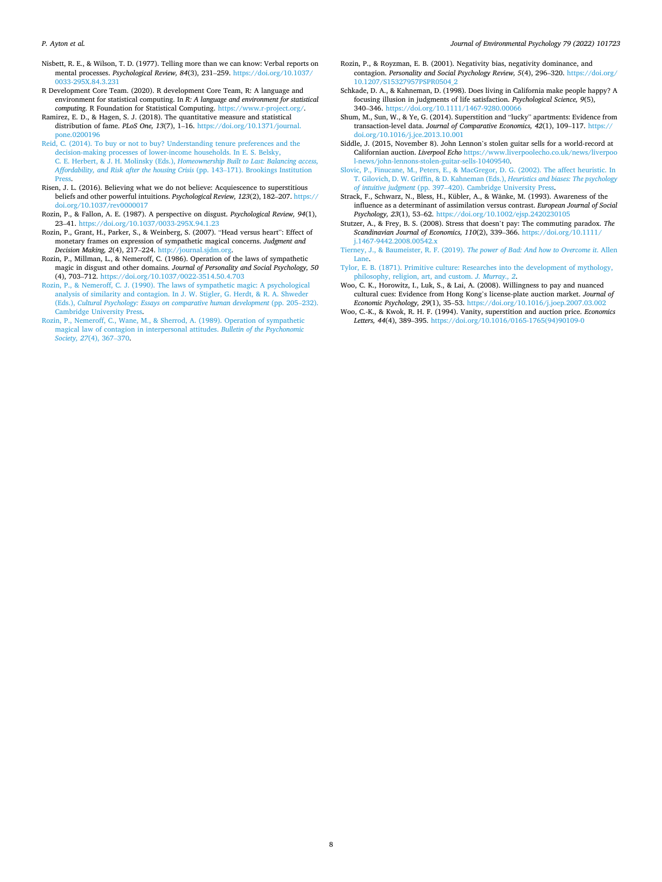Nisbett, R. E., & Wilson, T. D. (1977). Telling more than we can know: Verbal reports on mental processes. *Psychological Review, 84*(3), 231–259. https://doi.org/10.1037/0033-295X.84.3.231

R Development Core Team. (2020). R development Core Team, R: A language and environment for statistical computing. In *R: A language and environment for statistical computing*. R Foundation for Statistical Computing. https://www.r-project.org/.

Ramirez, E. D., & Hagen, S. J. (2018). The quantitative measure and statistical distribution of fame. *PLoS One, 13*(7), 1–16. https://doi.org/10.1371/journal.pone.0200196

Reid, C. (2014). To buy or not to buy? Understanding tenure preferences and the decision-making processes of lower-income households. In E. S. Belsky, C. E. Herbert, & J. H. Molinsky (Eds.), *Homeownership Built to Last: Balancing access, Affordability, and Risk after the housing Crisis* (pp. 143–171). Brookings Institution Press.

Risen, J. L. (2016). Believing what we do not believe: Acquiescence to superstitious beliefs and other powerful intuitions. *Psychological Review, 123*(2), 182–207. https://doi.org/10.1037/rev0000017

Rozin, P., & Fallon, A. E. (1987). A perspective on disgust. *Psychological Review, 94*(1), 23–41. https://doi.org/10.1037/0033-295X.94.1.23

Rozin, P., Grant, H., Parker, S., & Weinberg, S. (2007). "Head versus heart": Effect of monetary frames on expression of sympathetic magical concerns. *Judgment and Decision Making, 2*(4), 217–224. http://journal.sjdm.org.

Rozin, P., Millman, L., & Nemeroff, C. (1986). Operation of the laws of sympathetic magic in disgust and other domains. *Journal of Personality and Social Psychology, 50* (4), 703–712. https://doi.org/10.1037/0022-3514.50.4.703

Rozin, P., & Nemeroff, C. J. (1990). The laws of sympathetic magic: A psychological analysis of similarity and contagion. In J. W. Stigler, G. Herdt, & R. A. Shweder (Eds.), *Cultural Psychology: Essays on comparative human development* (pp. 205–232). Cambridge University Press.

Rozin, P., Nemeroff, C., Wane, M., & Sherrod, A. (1989). Operation of sympathetic magical law of contagion in interpersonal attitudes. *Bulletin of the Psychonomic Society, 27*(4), 367–370.

Rozin, P., & Royzman, E. B. (2001). Negativity bias, negativity dominance, and contagion. *Personality and Social Psychology Review, 5*(4), 296–320. https://doi.org/10.1207/S15327957PSPR0504_2

Schkade, D. A., & Kahneman, D. (1998). Does living in California make people happy? A focusing illusion in judgments of life satisfaction. *Psychological Science, 9*(5), 340–346. https://doi.org/10.1111/1467-9280.00066

Shum, M., Sun, W., & Ye, G. (2014). Superstition and "lucky" apartments: Evidence from transaction-level data. *Journal of Comparative Economics, 42*(1), 109–117. https://doi.org/10.1016/j.jce.2013.10.001

Siddle, J. (2015, November 8). John Lennon's stolen guitar sells for a world-record at Californian auction. *Liverpool Echo* https://www.liverpoolecho.co.uk/news/liverpool-news/john-lennons-stolen-guitar-sells-10409540.

Slovic, P., Finucane, M., Peters, E., & MacGregor, D. G. (2002). The affect heuristic. In T. Gilovich, D. W. Griffin, & D. Kahneman (Eds.), *Heuristics and biases: The psychology of intuitive judgment* (pp. 397–420). Cambridge University Press.

Strack, F., Schwarz, N., Bless, H., Kübler, A., & Wänke, M. (1993). Awareness of the influence as a determinant of assimilation versus contrast. *European Journal of Social Psychology, 23*(1), 53–62. https://doi.org/10.1002/ejsp.2420230105

Stutzer, A., & Frey, B. S. (2008). Stress that doesn't pay: The commuting paradox. *The Scandinavian Journal of Economics, 110*(2), 339–366. https://doi.org/10.1111/j.1467-9442.2008.00542.x

Tierney, J., & Baumeister, R. F. (2019). *The power of Bad: And how to Overcome it*. Allen Lane.

Tylor, E. B. (1871). Primitive culture: Researches into the development of mythology, philosophy, religion, art, and custom. *J. Murray., 2*.

Woo, C. K., Horowitz, I., Luk, S., & Lai, A. (2008). Willingness to pay and nuanced cultural cues: Evidence from Hong Kong's license-plate auction market. *Journal of Economic Psychology, 29*(1), 35–53. https://doi.org/10.1016/j.joep.2007.03.002

Woo, C.-K., & Kwok, R. H. F. (1994). Vanity, superstition and auction price. *Economics Letters, 44*(4), 389–395. https://doi.org/10.1016/0165-1765(94)90109-0